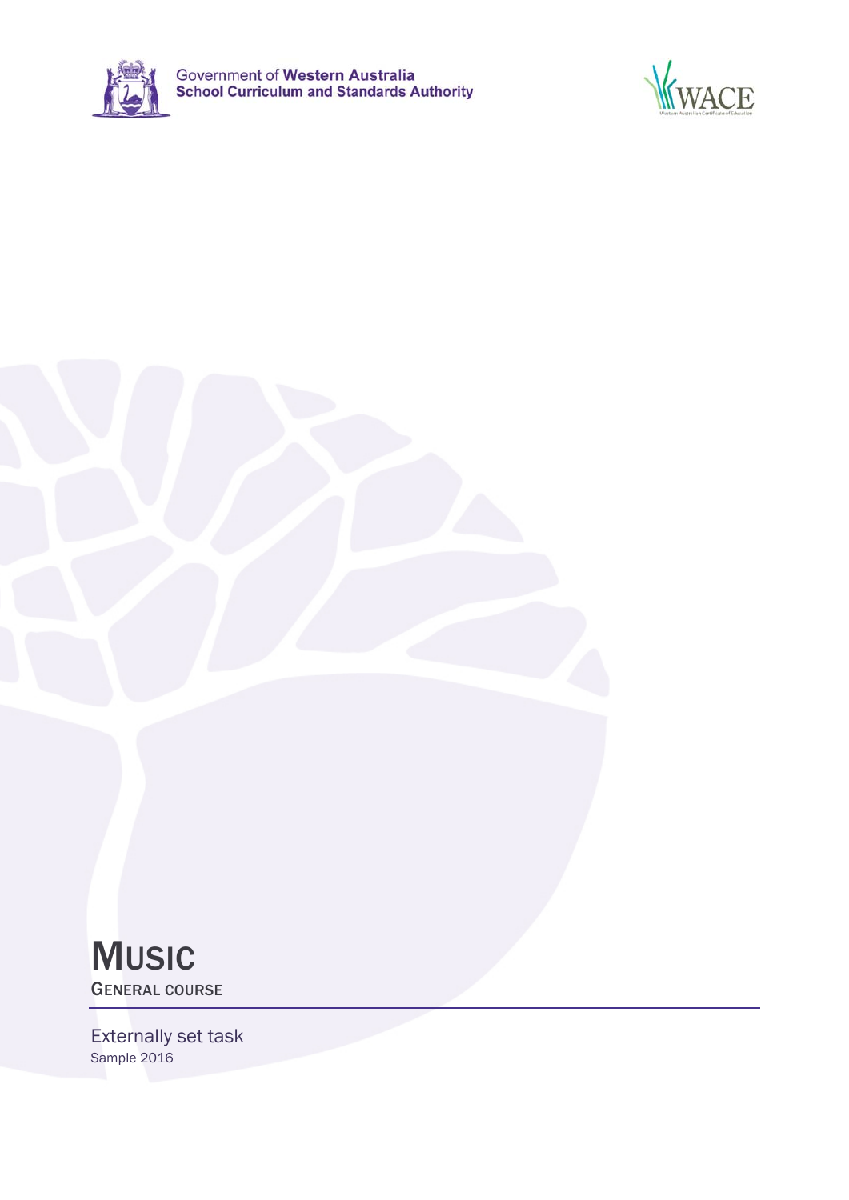Government of **Western Australia**
**School Curriculum and Standards Authority**

WACE

# Music

## General course

Externally set task

Sample 2016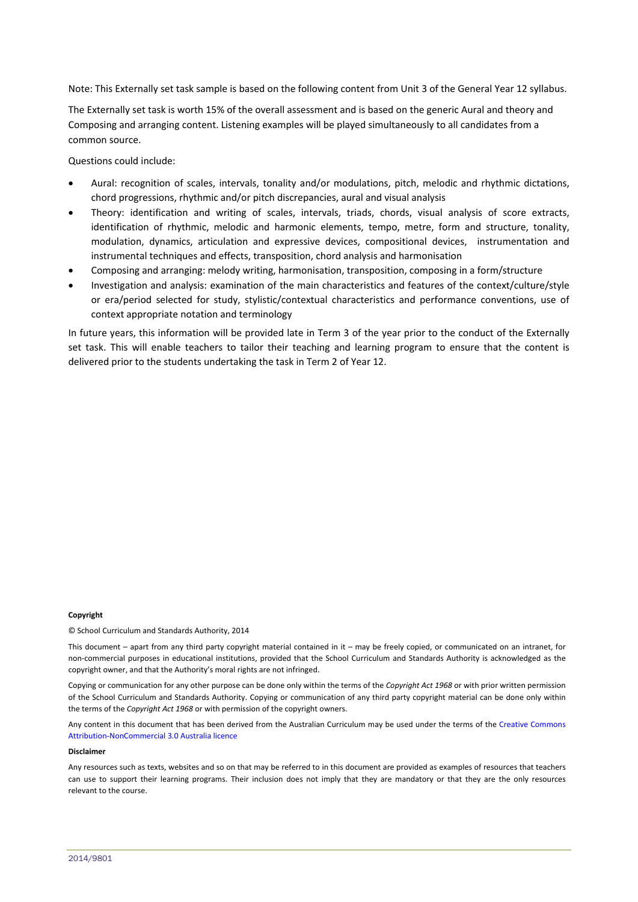Note: This Externally set task sample is based on the following content from Unit 3 of the General Year 12 syllabus.

The Externally set task is worth 15% of the overall assessment and is based on the generic Aural and theory and Composing and arranging content. Listening examples will be played simultaneously to all candidates from a common source.

Questions could include:

- Aural: recognition of scales, intervals, tonality and/or modulations, pitch, melodic and rhythmic dictations, chord progressions, rhythmic and/or pitch discrepancies, aural and visual analysis
- Theory: identification and writing of scales, intervals, triads, chords, visual analysis of score extracts, identification of rhythmic, melodic and harmonic elements, tempo, metre, form and structure, tonality, modulation, dynamics, articulation and expressive devices, compositional devices, instrumentation and instrumental techniques and effects, transposition, chord analysis and harmonisation
- Composing and arranging: melody writing, harmonisation, transposition, composing in a form/structure
- Investigation and analysis: examination of the main characteristics and features of the context/culture/style or era/period selected for study, stylistic/contextual characteristics and performance conventions, use of context appropriate notation and terminology

In future years, this information will be provided late in Term 3 of the year prior to the conduct of the Externally set task. This will enable teachers to tailor their teaching and learning program to ensure that the content is delivered prior to the students undertaking the task in Term 2 of Year 12.

**Copyright**

© School Curriculum and Standards Authority, 2014

This document – apart from any third party copyright material contained in it – may be freely copied, or communicated on an intranet, for non-commercial purposes in educational institutions, provided that the School Curriculum and Standards Authority is acknowledged as the copyright owner, and that the Authority's moral rights are not infringed.

Copying or communication for any other purpose can be done only within the terms of the *Copyright Act 1968* or with prior written permission of the School Curriculum and Standards Authority. Copying or communication of any third party copyright material can be done only within the terms of the *Copyright Act 1968* or with permission of the copyright owners.

Any content in this document that has been derived from the Australian Curriculum may be used under the terms of the Creative Commons Attribution-NonCommercial 3.0 Australia licence

**Disclaimer**

Any resources such as texts, websites and so on that may be referred to in this document are provided as examples of resources that teachers can use to support their learning programs. Their inclusion does not imply that they are mandatory or that they are the only resources relevant to the course.

2014/9801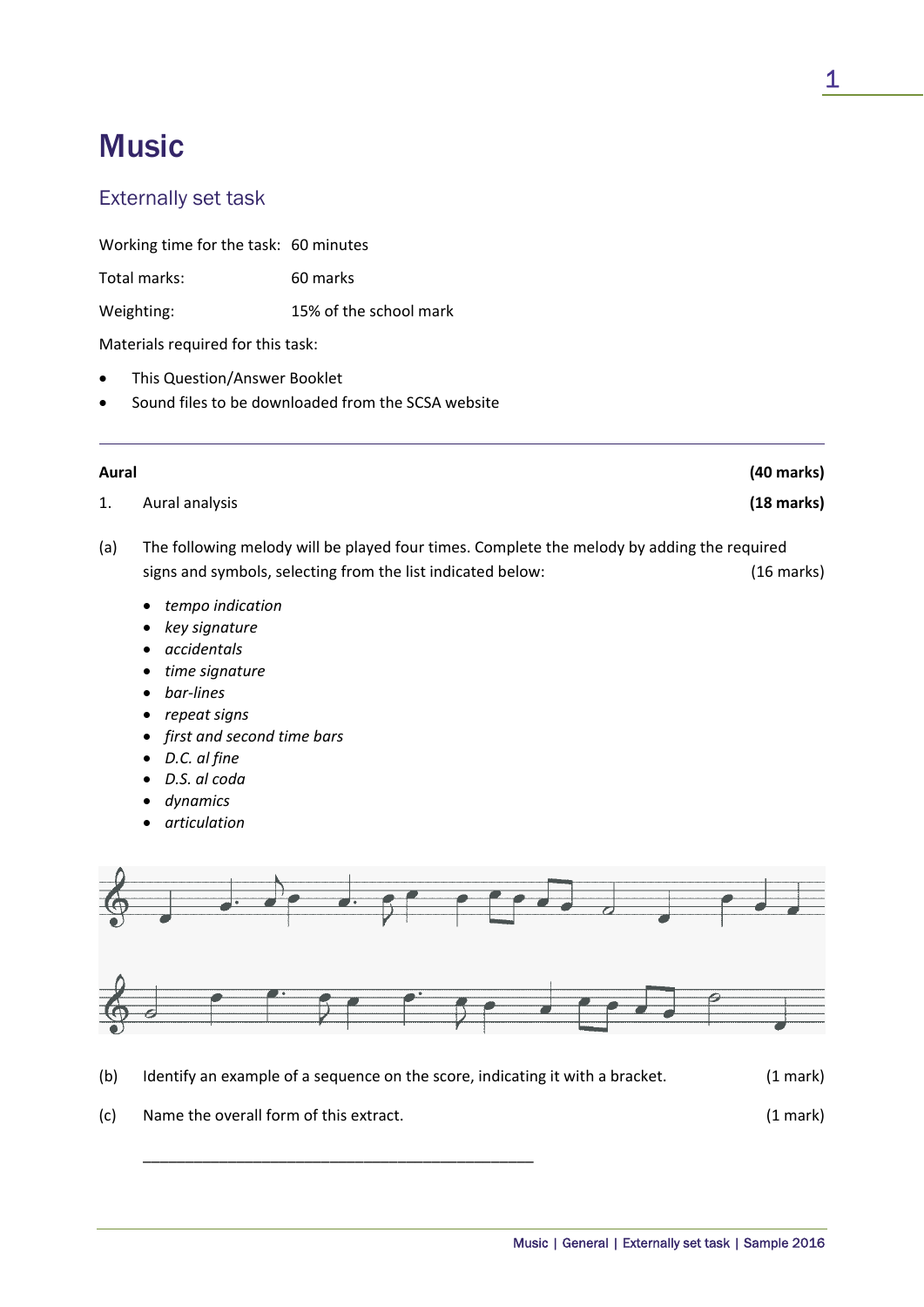# Music

## Externally set task

Working time for the task: 60 minutes

Total marks: 60 marks

Weighting: 15% of the school mark

Materials required for this task:

- This Question/Answer Booklet
- Sound files to be downloaded from the SCSA website

---

**Aural** **(40 marks)**

1. Aural analysis **(18 marks)**

(a) The following melody will be played four times. Complete the melody by adding the required signs and symbols, selecting from the list indicated below: (16 marks)

- *tempo indication*
- *key signature*
- *accidentals*
- *time signature*
- *bar-lines*
- *repeat signs*
- *first and second time bars*
- *D.C. al fine*
- *D.S. al coda*
- *dynamics*
- *articulation*

(b) Identify an example of a sequence on the score, indicating it with a bracket. (1 mark)

(c) Name the overall form of this extract. (1 mark)

______________________________________________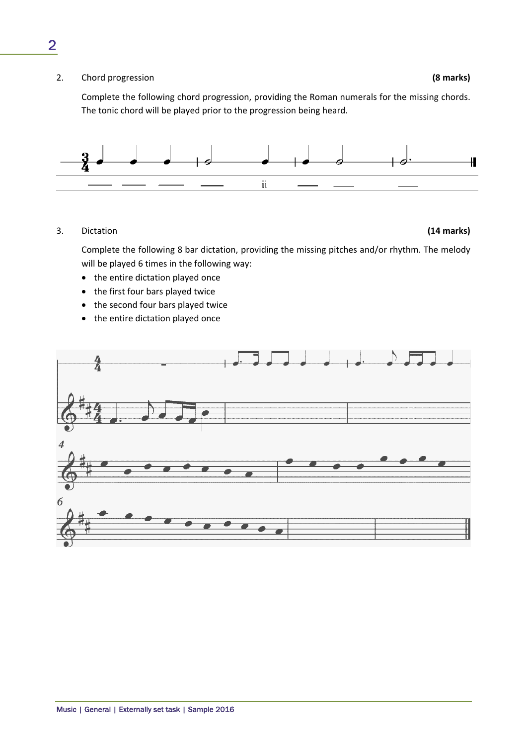2. Chord progression **(8 marks)**

Complete the following chord progression, providing the Roman numerals for the missing chords. The tonic chord will be played prior to the progression being heard.

3. Dictation **(14 marks)**

Complete the following 8 bar dictation, providing the missing pitches and/or rhythm. The melody will be played 6 times in the following way:

- the entire dictation played once
- the first four bars played twice
- the second four bars played twice
- the entire dictation played once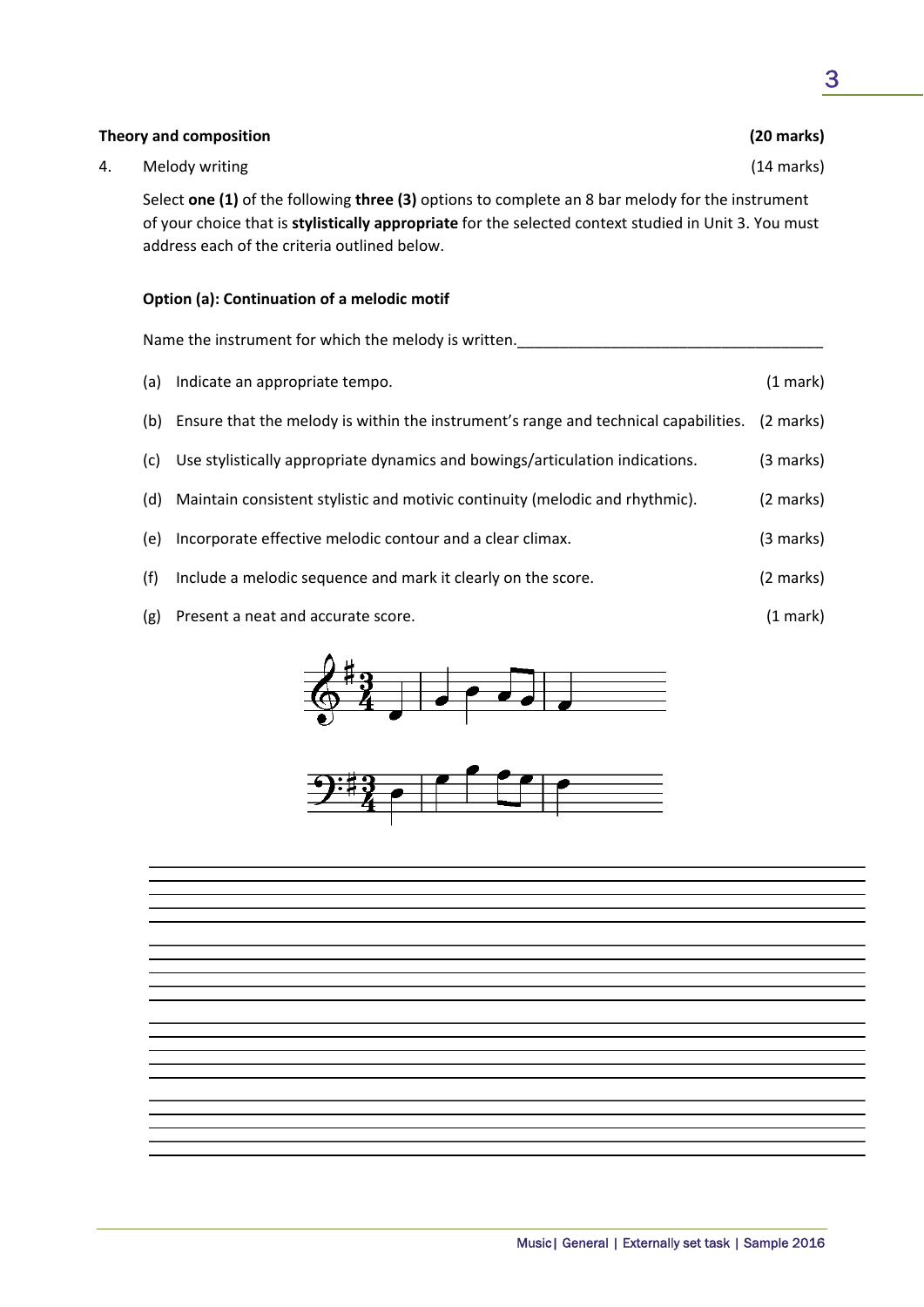## Theory and composition (20 marks)

4. Melody writing (14 marks)

Select **one (1)** of the following **three (3)** options to complete an 8 bar melody for the instrument of your choice that is **stylistically appropriate** for the selected context studied in Unit 3. You must address each of the criteria outlined below.

### Option (a): Continuation of a melodic motif

Name the instrument for which the melody is written.\_\_\_\_\_\_\_\_\_\_\_\_\_\_\_\_\_\_\_\_\_\_\_\_\_\_\_\_\_\_\_\_\_\_\_\_\_\_

(a) Indicate an appropriate tempo. (1 mark)

(b) Ensure that the melody is within the instrument's range and technical capabilities. (2 marks)

(c) Use stylistically appropriate dynamics and bowings/articulation indications. (3 marks)

(d) Maintain consistent stylistic and motivic continuity (melodic and rhythmic). (2 marks)

(e) Incorporate effective melodic contour and a clear climax. (3 marks)

(f) Include a melodic sequence and mark it clearly on the score. (2 marks)

(g) Present a neat and accurate score. (1 mark)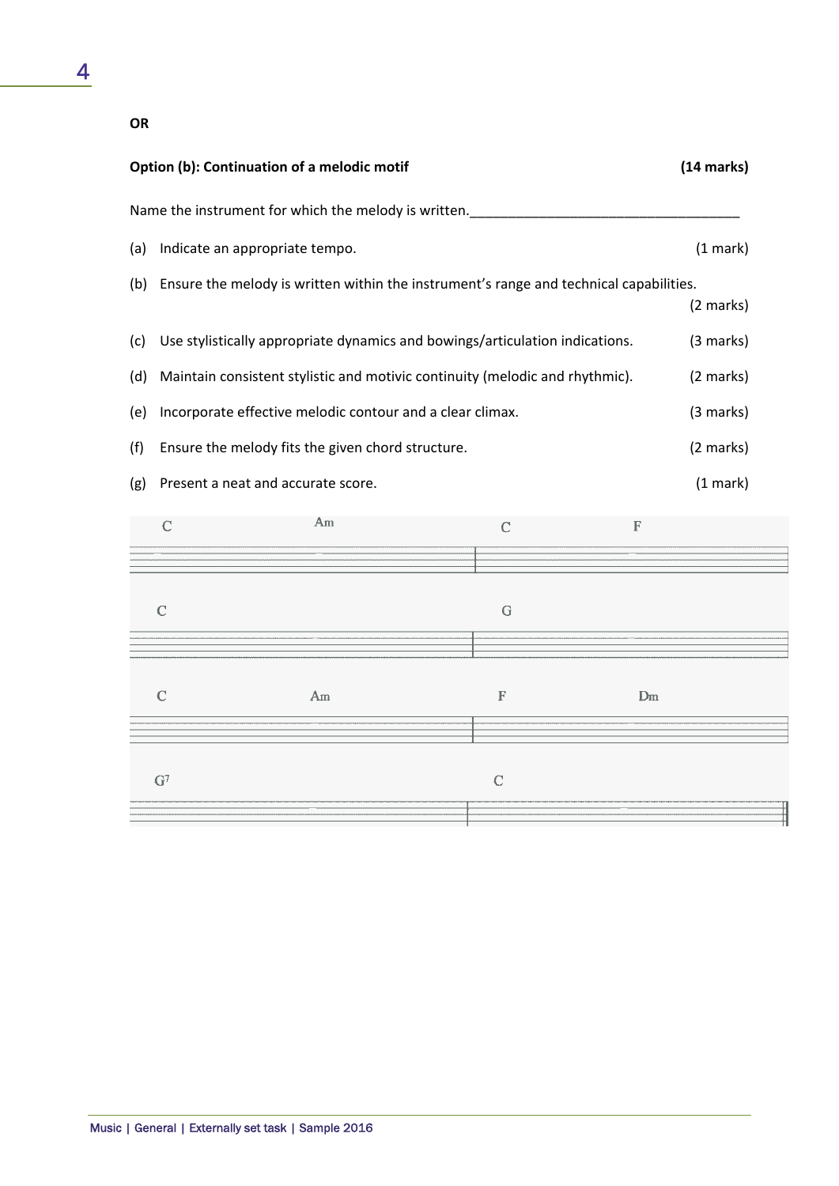**OR**

**Option (b): Continuation of a melodic motif** **(14 marks)**

Name the instrument for which the melody is written.___________________________________

(a) Indicate an appropriate tempo. (1 mark)

(b) Ensure the melody is written within the instrument's range and technical capabilities. (2 marks)

(c) Use stylistically appropriate dynamics and bowings/articulation indications. (3 marks)

(d) Maintain consistent stylistic and motivic continuity (melodic and rhythmic). (2 marks)

(e) Incorporate effective melodic contour and a clear climax. (3 marks)

(f) Ensure the melody fits the given chord structure. (2 marks)

(g) Present a neat and accurate score. (1 mark)

C Am | C F

C | G

C Am | F Dm

$G^7$ | C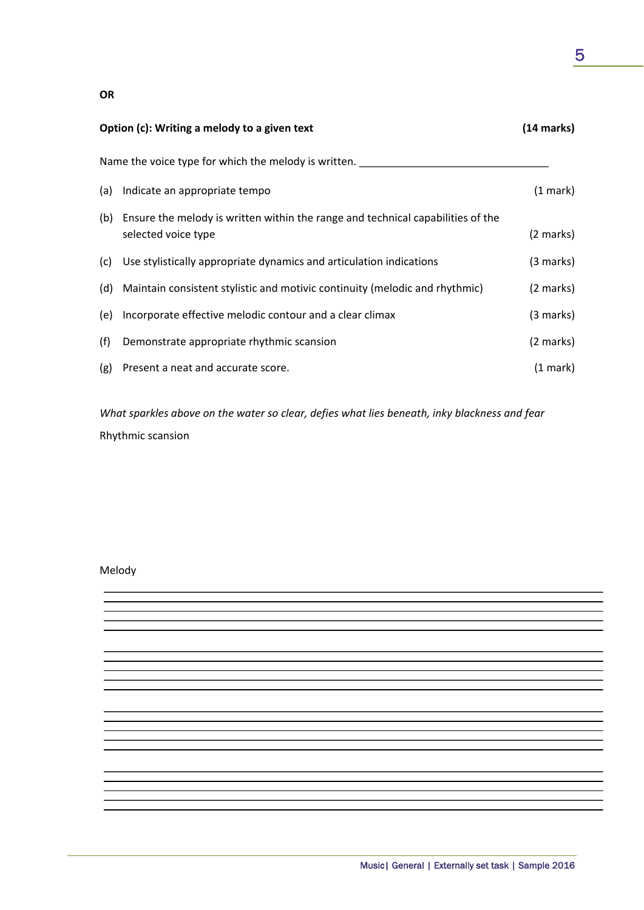**OR**

**Option (c): Writing a melody to a given text** **(14 marks)**

Name the voice type for which the melody is written. ________________________________

| | | |
|---|---|---|
| (a) | Indicate an appropriate tempo | (1 mark) |
| (b) | Ensure the melody is written within the range and technical capabilities of the selected voice type | (2 marks) |
| (c) | Use stylistically appropriate dynamics and articulation indications | (3 marks) |
| (d) | Maintain consistent stylistic and motivic continuity (melodic and rhythmic) | (2 marks) |
| (e) | Incorporate effective melodic contour and a clear climax | (3 marks) |
| (f) | Demonstrate appropriate rhythmic scansion | (2 marks) |
| (g) | Present a neat and accurate score. | (1 mark) |

*What sparkles above on the water so clear, defies what lies beneath, inky blackness and fear*

Rhythmic scansion

Melody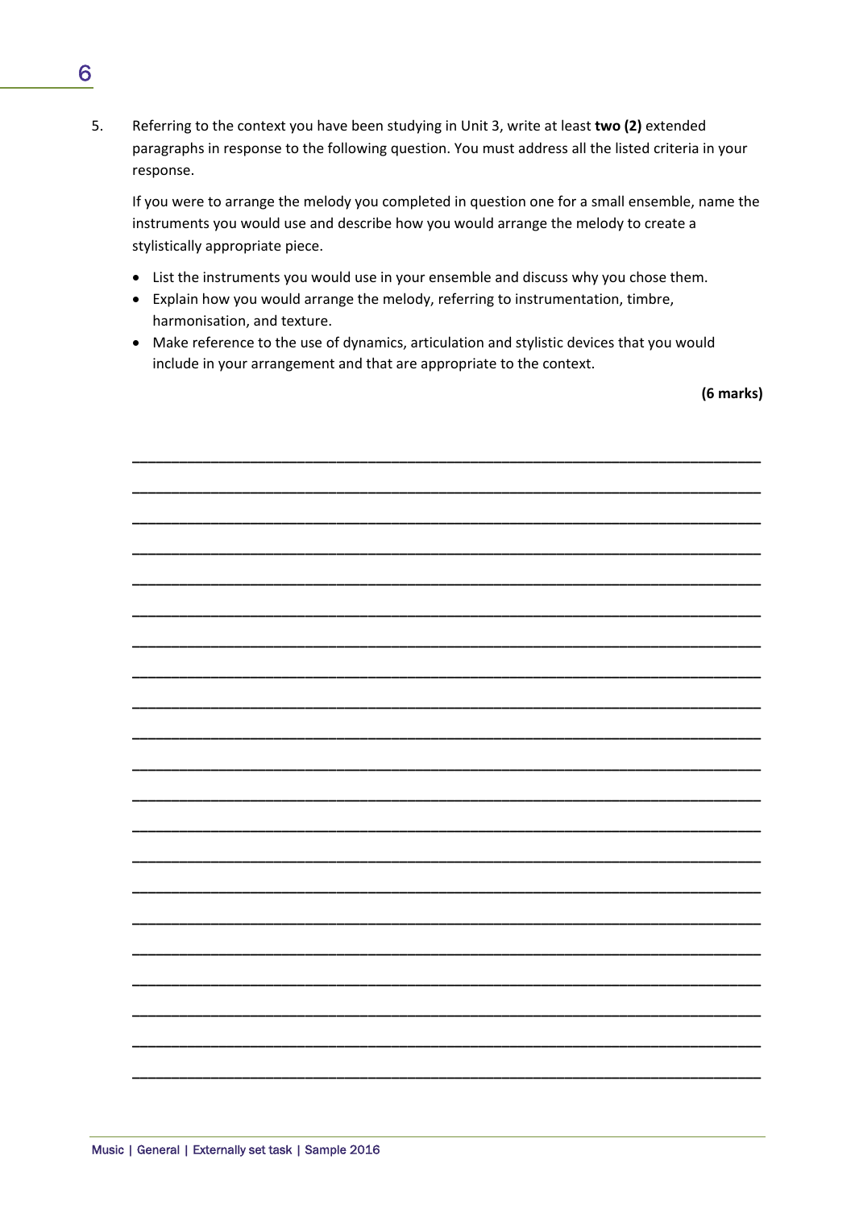5. Referring to the context you have been studying in Unit 3, write at least **two (2)** extended paragraphs in response to the following question. You must address all the listed criteria in your response.

   If you were to arrange the melody you completed in question one for a small ensemble, name the instruments you would use and describe how you would arrange the melody to create a stylistically appropriate piece.

   - List the instruments you would use in your ensemble and discuss why you chose them.
   - Explain how you would arrange the melody, referring to instrumentation, timbre, harmonisation, and texture.
   - Make reference to the use of dynamics, articulation and stylistic devices that you would include in your arrangement and that are appropriate to the context.

**(6 marks)**